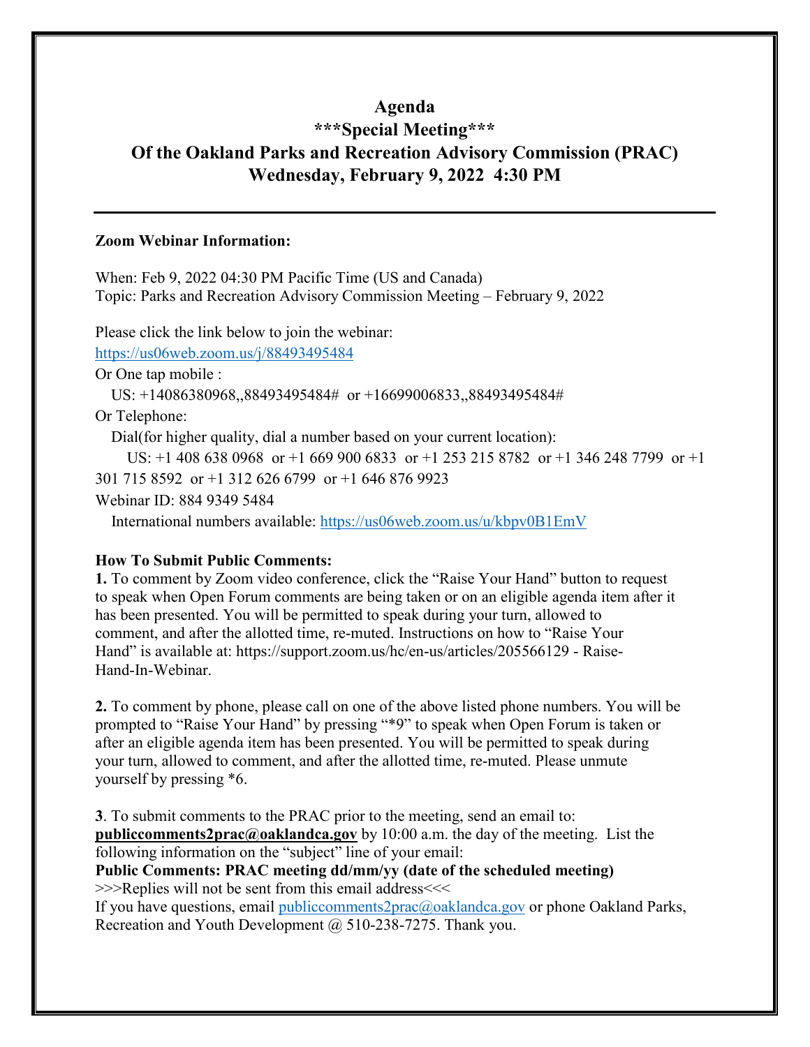# Agenda
## ***Special Meeting***
## Of the Oakland Parks and Recreation Advisory Commission (PRAC)
## Wednesday, February 9, 2022 4:30 PM

---

**Zoom Webinar Information:**

When: Feb 9, 2022 04:30 PM Pacific Time (US and Canada)
Topic: Parks and Recreation Advisory Commission Meeting – February 9, 2022

Please click the link below to join the webinar:
https://us06web.zoom.us/j/88493495484
Or One tap mobile :
US: +14086380968,,88493495484# or +16699006833,,88493495484#
Or Telephone:
Dial(for higher quality, dial a number based on your current location):
US: +1 408 638 0968 or +1 669 900 6833 or +1 253 215 8782 or +1 346 248 7799 or +1 301 715 8592 or +1 312 626 6799 or +1 646 876 9923
Webinar ID: 884 9349 5484
International numbers available: https://us06web.zoom.us/u/kbpv0B1EmV

**How To Submit Public Comments:**
**1.** To comment by Zoom video conference, click the "Raise Your Hand" button to request to speak when Open Forum comments are being taken or on an eligible agenda item after it has been presented. You will be permitted to speak during your turn, allowed to comment, and after the allotted time, re-muted. Instructions on how to "Raise Your Hand" is available at: https://support.zoom.us/hc/en-us/articles/205566129 - Raise-Hand-In-Webinar.

**2.** To comment by phone, please call on one of the above listed phone numbers. You will be prompted to "Raise Your Hand" by pressing "*9" to speak when Open Forum is taken or after an eligible agenda item has been presented. You will be permitted to speak during your turn, allowed to comment, and after the allotted time, re-muted. Please unmute yourself by pressing *6.

**3**. To submit comments to the PRAC prior to the meeting, send an email to: **publiccomments2prac@oaklandca.gov** by 10:00 a.m. the day of the meeting. List the following information on the "subject" line of your email:
**Public Comments: PRAC meeting dd/mm/yy (date of the scheduled meeting)**
>>>Replies will not be sent from this email address<<<
If you have questions, email publiccomments2prac@oaklandca.gov or phone Oakland Parks, Recreation and Youth Development @ 510-238-7275. Thank you.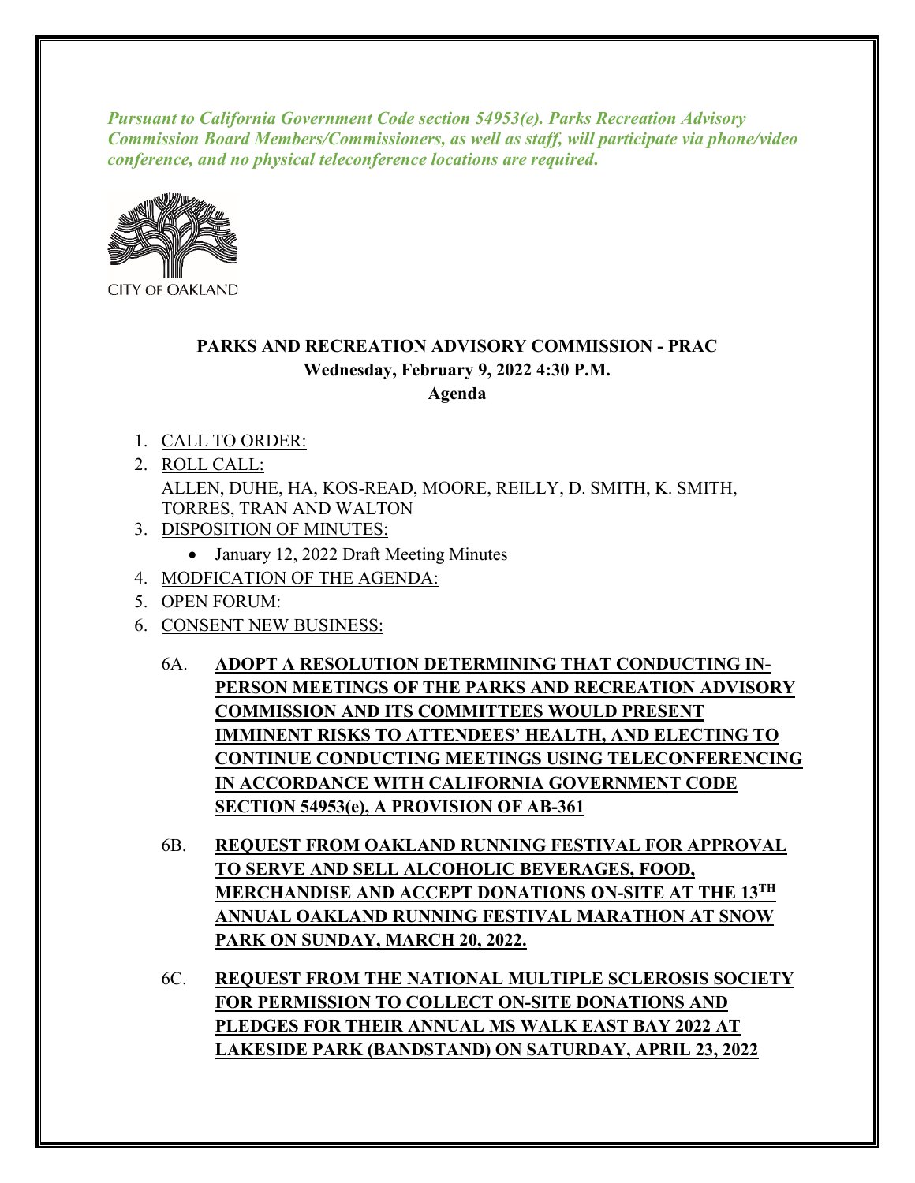***Pursuant to California Government Code section 54953(e). Parks Recreation Advisory Commission Board Members/Commissioners, as well as staff, will participate via phone/video conference, and no physical teleconference locations are required.***

CITY OF OAKLAND

## PARKS AND RECREATION ADVISORY COMMISSION - PRAC

**Wednesday, February 9, 2022 4:30 P.M.**

**Agenda**

1. CALL TO ORDER:
2. ROLL CALL:
   ALLEN, DUHE, HA, KOS-READ, MOORE, REILLY, D. SMITH, K. SMITH, TORRES, TRAN AND WALTON
3. DISPOSITION OF MINUTES:
   - January 12, 2022 Draft Meeting Minutes
4. MODFICATION OF THE AGENDA:
5. OPEN FORUM:
6. CONSENT NEW BUSINESS:

   6A. **ADOPT A RESOLUTION DETERMINING THAT CONDUCTING IN-PERSON MEETINGS OF THE PARKS AND RECREATION ADVISORY COMMISSION AND ITS COMMITTEES WOULD PRESENT IMMINENT RISKS TO ATTENDEES' HEALTH, AND ELECTING TO CONTINUE CONDUCTING MEETINGS USING TELECONFERENCING IN ACCORDANCE WITH CALIFORNIA GOVERNMENT CODE SECTION 54953(e), A PROVISION OF AB-361**

   6B. **REQUEST FROM OAKLAND RUNNING FESTIVAL FOR APPROVAL TO SERVE AND SELL ALCOHOLIC BEVERAGES, FOOD, MERCHANDISE AND ACCEPT DONATIONS ON-SITE AT THE 13TH ANNUAL OAKLAND RUNNING FESTIVAL MARATHON AT SNOW PARK ON SUNDAY, MARCH 20, 2022.**

   6C. **REQUEST FROM THE NATIONAL MULTIPLE SCLEROSIS SOCIETY FOR PERMISSION TO COLLECT ON-SITE DONATIONS AND PLEDGES FOR THEIR ANNUAL MS WALK EAST BAY 2022 AT LAKESIDE PARK (BANDSTAND) ON SATURDAY, APRIL 23, 2022**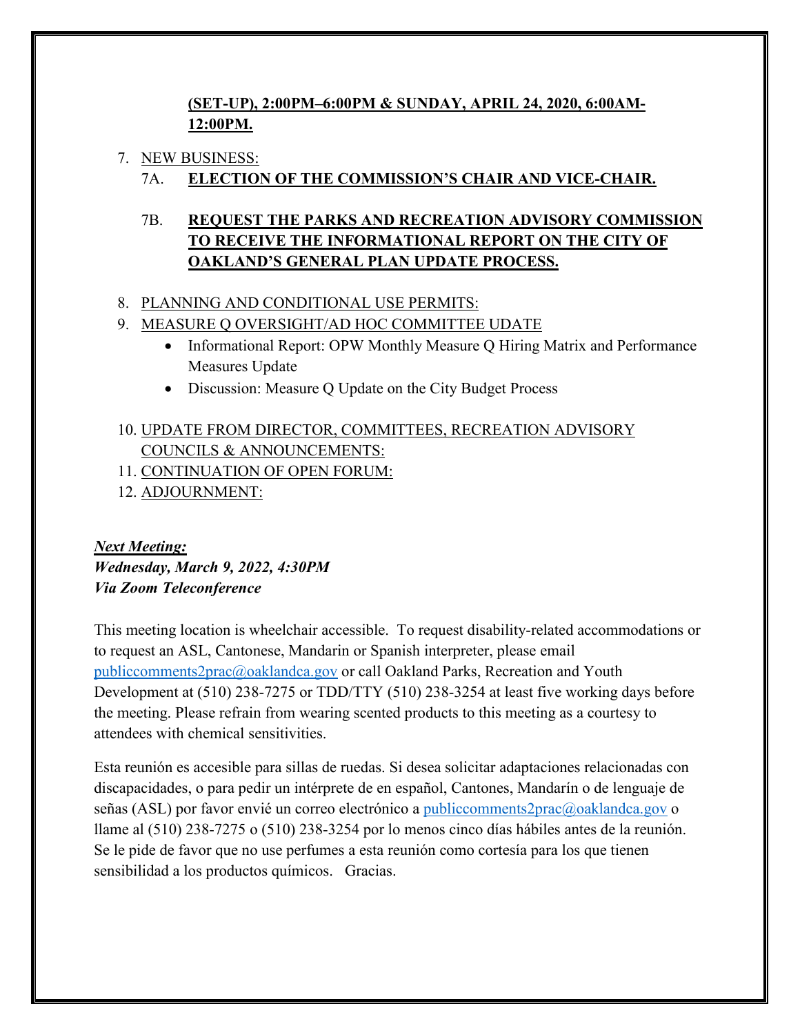**(SET-UP), 2:00PM–6:00PM & SUNDAY, APRIL 24, 2020, 6:00AM-12:00PM.**

7. NEW BUSINESS:
   - 7A. **ELECTION OF THE COMMISSION'S CHAIR AND VICE-CHAIR.**
   - 7B. **REQUEST THE PARKS AND RECREATION ADVISORY COMMISSION TO RECEIVE THE INFORMATIONAL REPORT ON THE CITY OF OAKLAND'S GENERAL PLAN UPDATE PROCESS.**
8. PLANNING AND CONDITIONAL USE PERMITS:
9. MEASURE Q OVERSIGHT/AD HOC COMMITTEE UDATE
   - Informational Report: OPW Monthly Measure Q Hiring Matrix and Performance Measures Update
   - Discussion: Measure Q Update on the City Budget Process
10. UPDATE FROM DIRECTOR, COMMITTEES, RECREATION ADVISORY COUNCILS & ANNOUNCEMENTS:
11. CONTINUATION OF OPEN FORUM:
12. ADJOURNMENT:

***Next Meeting:***
***Wednesday, March 9, 2022, 4:30PM***
***Via Zoom Teleconference***

This meeting location is wheelchair accessible. To request disability-related accommodations or to request an ASL, Cantonese, Mandarin or Spanish interpreter, please email publiccomments2prac@oaklandca.gov or call Oakland Parks, Recreation and Youth Development at (510) 238-7275 or TDD/TTY (510) 238-3254 at least five working days before the meeting. Please refrain from wearing scented products to this meeting as a courtesy to attendees with chemical sensitivities.

Esta reunión es accesible para sillas de ruedas. Si desea solicitar adaptaciones relacionadas con discapacidades, o para pedir un intérprete de en español, Cantones, Mandarín o de lenguaje de señas (ASL) por favor envié un correo electrónico a publiccomments2prac@oaklandca.gov o llame al (510) 238-7275 o (510) 238-3254 por lo menos cinco días hábiles antes de la reunión. Se le pide de favor que no use perfumes a esta reunión como cortesía para los que tienen sensibilidad a los productos químicos. Gracias.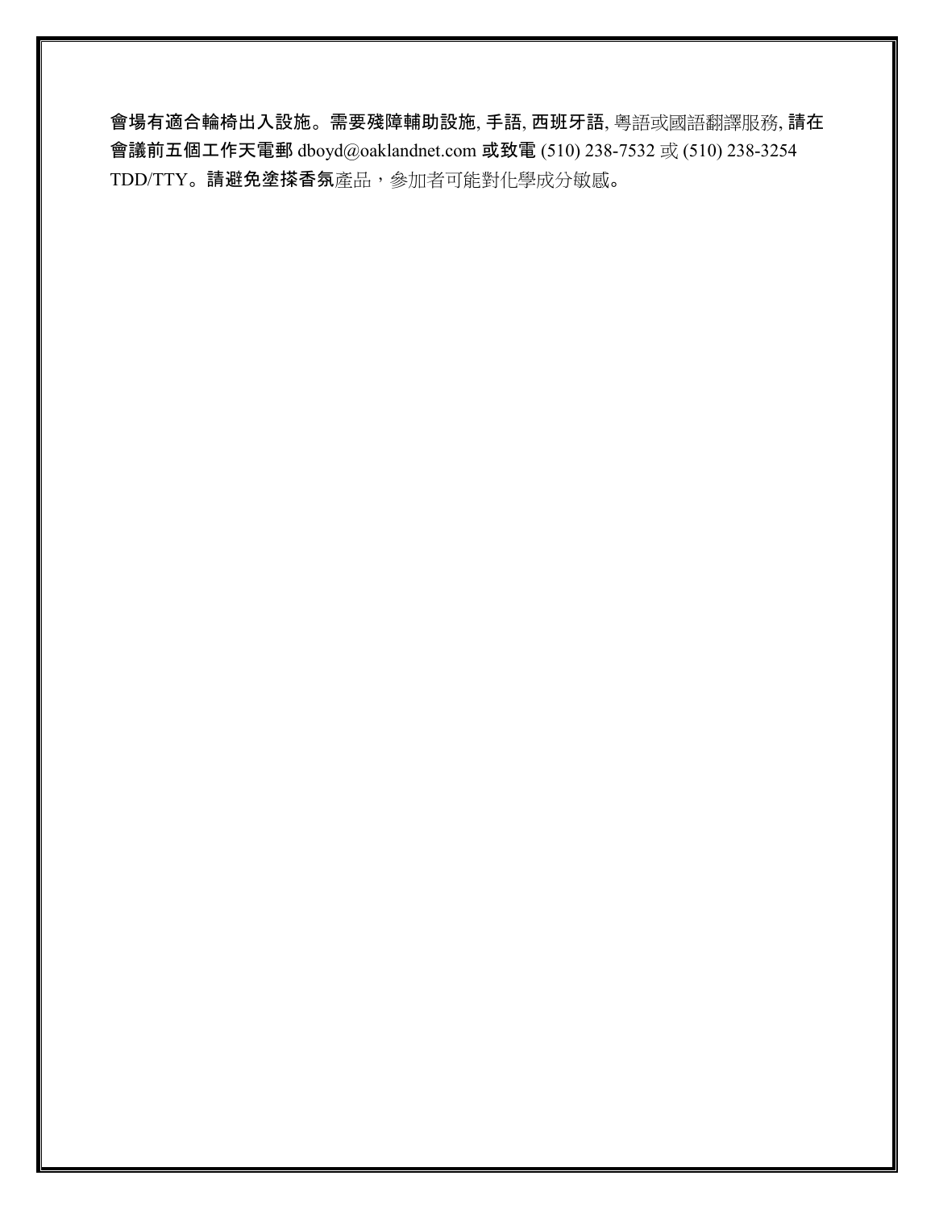**會場有適合輪椅出入設施。需要殘障輔助設施, 手語, 西班牙語**, 粵語或國語翻譯服務, **請在會議前五個工作天電郵** dboyd@oaklandnet.com **或致電** (510) 238-7532 或 (510) 238-3254 TDD/TTY。**請避免塗搽香氛**產品，參加者可能對化學成分敏感。